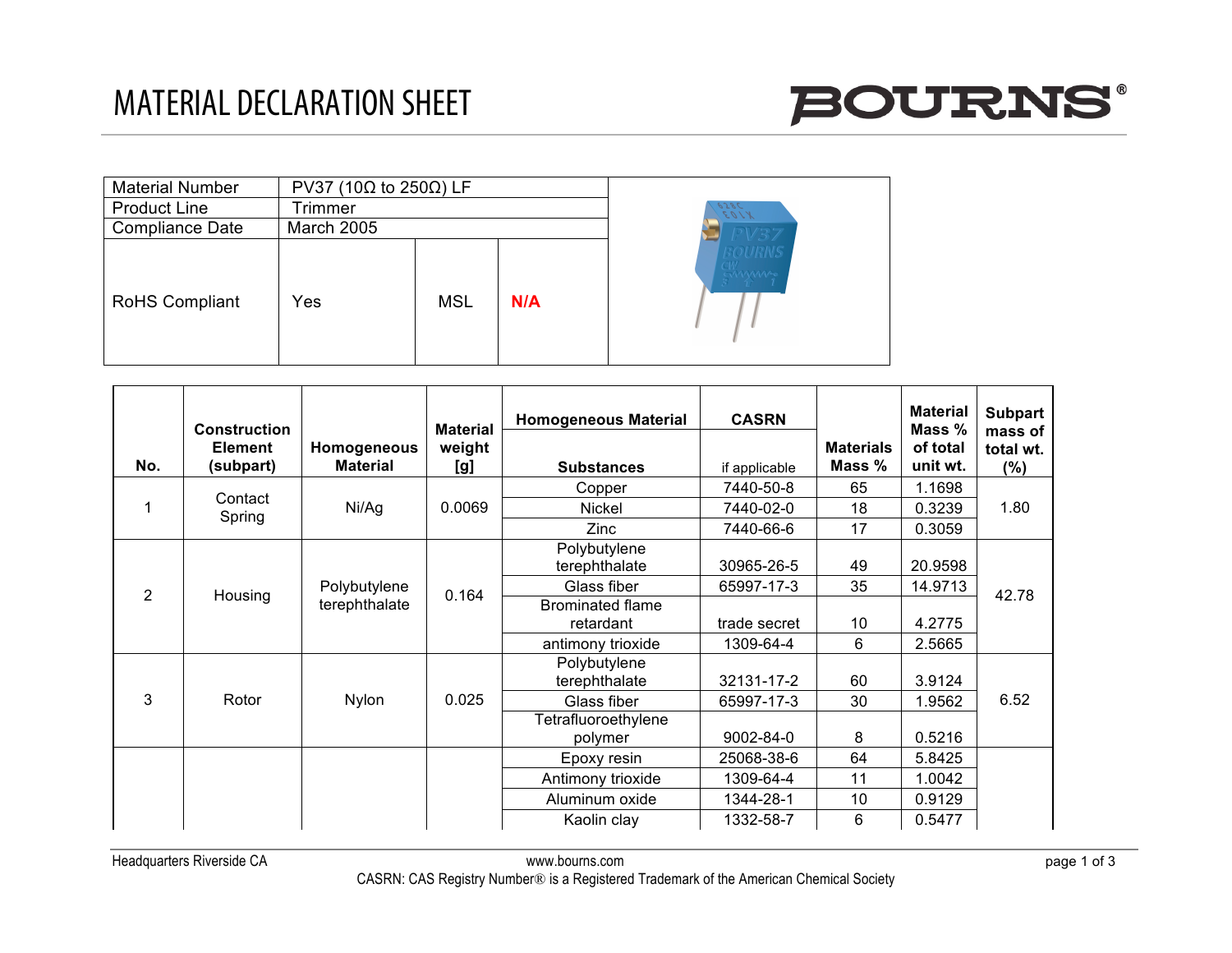# MATERIAL DECLARATION SHEET

**BOURNS®**

| Material Number | PV37 (10Ω to 250Ω) LF | | |
|---|---|---|---|
| Product Line | Trimmer | | |
| Compliance Date | March 2005 | | |
| RoHS Compliant | Yes | MSL | **N/A** |

| No. | Construction Element (subpart) | Homogeneous Material | Material weight [g] | Homogeneous Material Substances | CASRN if applicable | Materials Mass % | Material Mass % of total unit wt. | Subpart mass of total wt. (%) |
|---|---|---|---|---|---|---|---|---|
| 1 | Contact Spring | Ni/Ag | 0.0069 | Copper | 7440-50-8 | 65 | 1.1698 | 1.80 |
| | | | | Nickel | 7440-02-0 | 18 | 0.3239 | |
| | | | | Zinc | 7440-66-6 | 17 | 0.3059 | |
| 2 | Housing | Polybutylene terephthalate | 0.164 | Polybutylene terephthalate | 30965-26-5 | 49 | 20.9598 | 42.78 |
| | | | | Glass fiber | 65997-17-3 | 35 | 14.9713 | |
| | | | | Brominated flame retardant | trade secret | 10 | 4.2775 | |
| | | | | antimony trioxide | 1309-64-4 | 6 | 2.5665 | |
| 3 | Rotor | Nylon | 0.025 | Polybutylene terephthalate | 32131-17-2 | 60 | 3.9124 | 6.52 |
| | | | | Glass fiber | 65997-17-3 | 30 | 1.9562 | |
| | | | | Tetrafluoroethylene polymer | 9002-84-0 | 8 | 0.5216 | |
| | | | | Epoxy resin | 25068-38-6 | 64 | 5.8425 | |
| | | | | Antimony trioxide | 1309-64-4 | 11 | 1.0042 | |
| | | | | Aluminum oxide | 1344-28-1 | 10 | 0.9129 | |
| | | | | Kaolin clay | 1332-58-7 | 6 | 0.5477 | |

Headquarters Riverside CA www.bourns.com

CASRN: CAS Registry Number® is a Registered Trademark of the American Chemical Society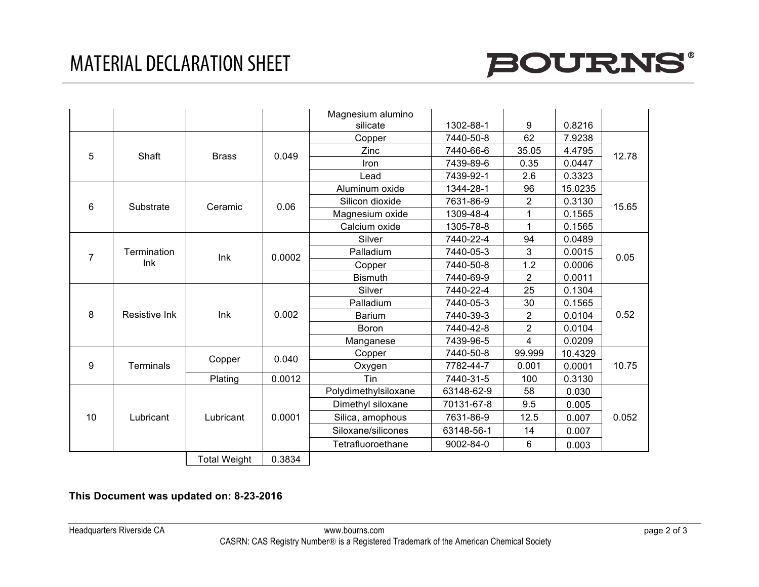# MATERIAL DECLARATION SHEET

| | | | | Magnesium alumino silicate | 1302-88-1 | 9 | 0.8216 | |
|---|---|---|---|---|---|---|---|---|
| 5 | Shaft | Brass | 0.049 | Copper | 7440-50-8 | 62 | 7.9238 | 12.78 |
| | | | | Zinc | 7440-66-6 | 35.05 | 4.4795 | |
| | | | | Iron | 7439-89-6 | 0.35 | 0.0447 | |
| | | | | Lead | 7439-92-1 | 2.6 | 0.3323 | |
| 6 | Substrate | Ceramic | 0.06 | Aluminum oxide | 1344-28-1 | 96 | 15.0235 | 15.65 |
| | | | | Silicon dioxide | 7631-86-9 | 2 | 0.3130 | |
| | | | | Magnesium oxide | 1309-48-4 | 1 | 0.1565 | |
| | | | | Calcium oxide | 1305-78-8 | 1 | 0.1565 | |
| 7 | Termination Ink | Ink | 0.0002 | Silver | 7440-22-4 | 94 | 0.0489 | 0.05 |
| | | | | Palladium | 7440-05-3 | 3 | 0.0015 | |
| | | | | Copper | 7440-50-8 | 1.2 | 0.0006 | |
| | | | | Bismuth | 7440-69-9 | 2 | 0.0011 | |
| 8 | Resistive Ink | Ink | 0.002 | Silver | 7440-22-4 | 25 | 0.1304 | 0.52 |
| | | | | Palladium | 7440-05-3 | 30 | 0.1565 | |
| | | | | Barium | 7440-39-3 | 2 | 0.0104 | |
| | | | | Boron | 7440-42-8 | 2 | 0.0104 | |
| | | | | Manganese | 7439-96-5 | 4 | 0.0209 | |
| 9 | Terminals | Copper | 0.040 | Copper | 7440-50-8 | 99.999 | 10.4329 | 10.75 |
| | | | | Oxygen | 7782-44-7 | 0.001 | 0.0001 | |
| | | Plating | 0.0012 | Tin | 7440-31-5 | 100 | 0.3130 | |
| 10 | Lubricant | Lubricant | 0.0001 | Polydimethylsiloxane | 63148-62-9 | 58 | 0.030 | 0.052 |
| | | | | Dimethyl siloxane | 70131-67-8 | 9.5 | 0.005 | |
| | | | | Silica, amophous | 7631-86-9 | 12.5 | 0.007 | |
| | | | | Siloxane/silicones | 63148-56-1 | 14 | 0.007 | |
| | | | | Tetrafluoroethane | 9002-84-0 | 6 | 0.003 | |
| | | Total Weight | 0.3834 | | | | | |

**This Document was updated on: 8-23-2016**

Headquarters Riverside CA www.bourns.com

CASRN: CAS Registry Number® is a Registered Trademark of the American Chemical Society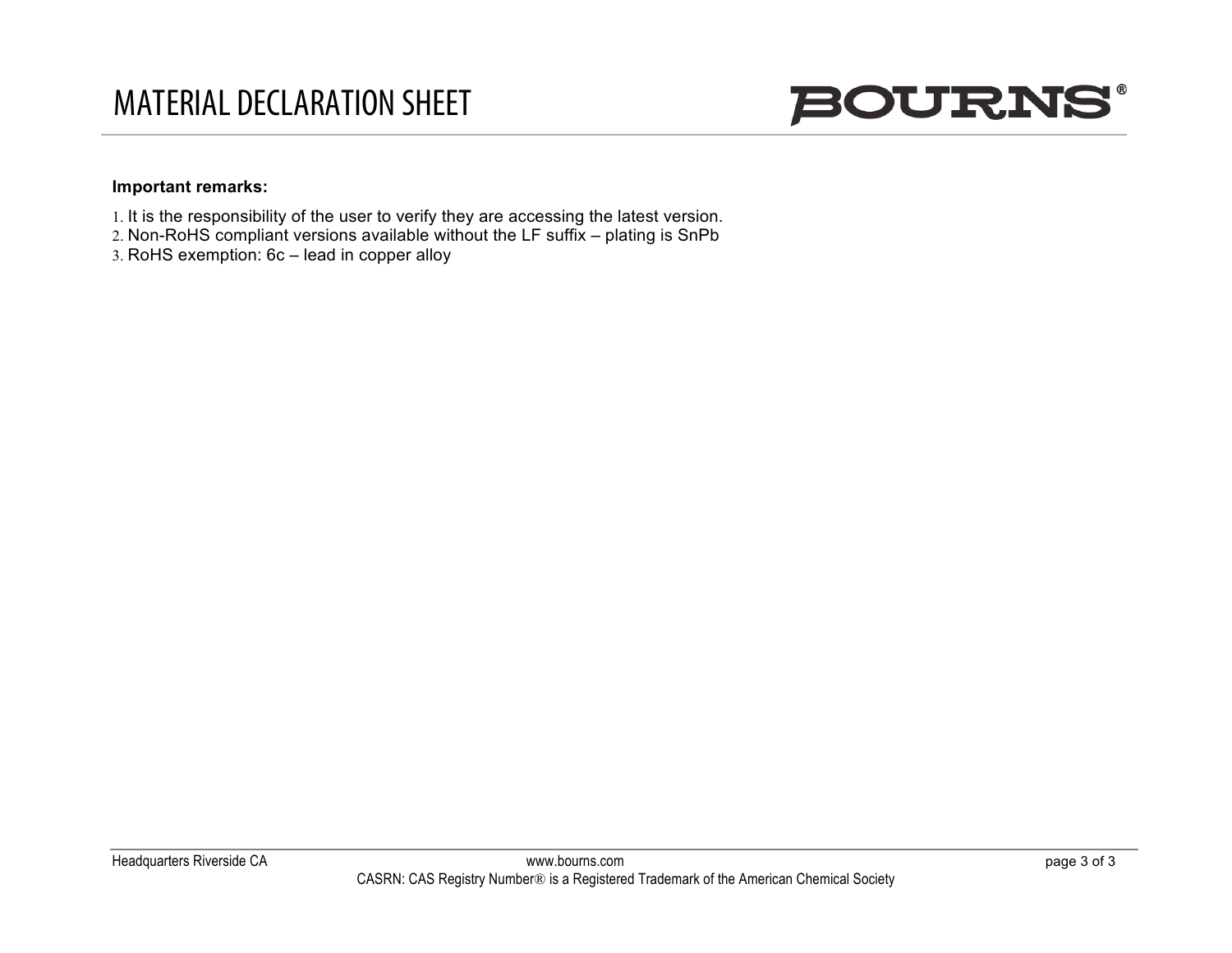# MATERIAL DECLARATION SHEET

**Important remarks:**

1. It is the responsibility of the user to verify they are accessing the latest version.
2. Non-RoHS compliant versions available without the LF suffix – plating is SnPb
3. RoHS exemption: 6c – lead in copper alloy